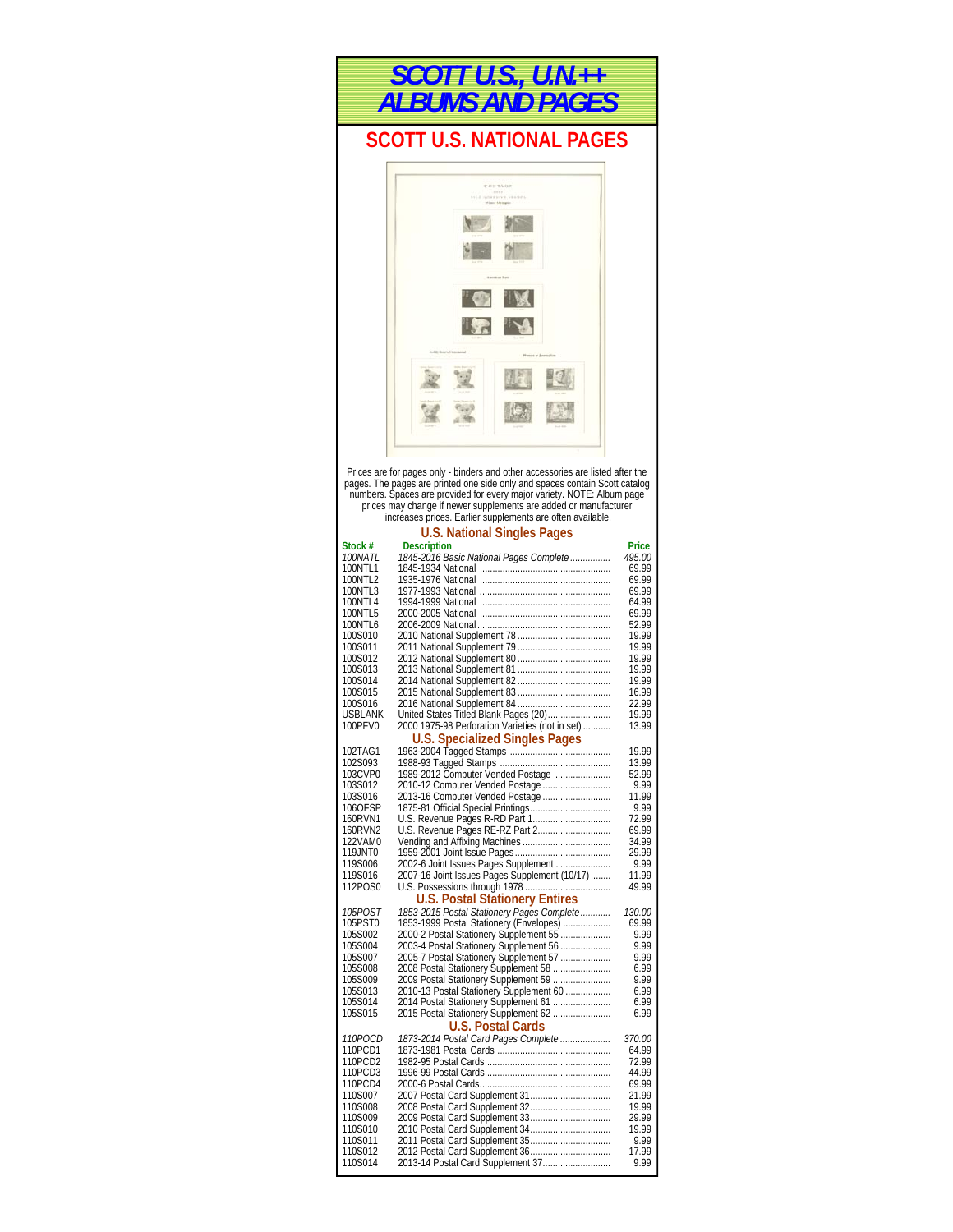# SCOTT U.S., U.N.++ ALBUMS AND PAGES

## SCOTT U.S. NATIONAL PAGES

Prices are for pages only - binders and other accessories are listed after the pages. The pages are printed one side only and spaces contain Scott catalog numbers. Spaces are provided for every major variety. NOTE: Album page prices may change if newer supplements are added or manufacturer increases prices. Earlier supplements are often available.

### U.S. National Singles Pages

| Stock # | Description | Price |
|---|---|---|
| *100NATL* | *1845-2016 Basic National Pages Complete* | *495.00* |
| 100NTL1 | 1845-1934 National | 69.99 |
| 100NTL2 | 1935-1976 National | 69.99 |
| 100NTL3 | 1977-1993 National | 69.99 |
| 100NTL4 | 1994-1999 National | 64.99 |
| 100NTL5 | 2000-2005 National | 69.99 |
| 100NTL6 | 2006-2009 National | 52.99 |
| 100S010 | 2010 National Supplement 78 | 19.99 |
| 100S011 | 2011 National Supplement 79 | 19.99 |
| 100S012 | 2012 National Supplement 80 | 19.99 |
| 100S013 | 2013 National Supplement 81 | 19.99 |
| 100S014 | 2014 National Supplement 82 | 19.99 |
| 100S015 | 2015 National Supplement 83 | 16.99 |
| 100S016 | 2016 National Supplement 84 | 22.99 |
| USBLANK | United States Titled Blank Pages (20) | 19.99 |
| 100PFV0 | 2000 1975-98 Perforation Varieties (not in set) | 13.99 |

### U.S. Specialized Singles Pages

| Stock # | Description | Price |
|---|---|---|
| 102TAG1 | 1963-2004 Tagged Stamps | 19.99 |
| 102S093 | 1988-93 Tagged Stamps | 13.99 |
| 103CVP0 | 1989-2012 Computer Vended Postage | 52.99 |
| 103S012 | 2010-12 Computer Vended Postage | 9.99 |
| 103S016 | 2013-16 Computer Vended Postage | 11.99 |
| 106OFSP | 1875-81 Official Special Printings | 9.99 |
| 160RVN1 | U.S. Revenue Pages R-RD Part 1 | 72.99 |
| 160RVN2 | U.S. Revenue Pages RE-RZ Part 2 | 69.99 |
| 122VAM0 | Vending and Affixing Machines | 34.99 |
| 119JNT0 | 1959-2001 Joint Issue Pages | 29.99 |
| 119S006 | 2002-6 Joint Issues Pages Supplement | 9.99 |
| 119S016 | 2007-16 Joint Issues Pages Supplement (10/17) | 11.99 |
| 112POS0 | U.S. Possessions through 1978 | 49.99 |

### U.S. Postal Stationery Entires

| Stock # | Description | Price |
|---|---|---|
| *105POST* | *1853-2015 Postal Stationery Pages Complete* | *130.00* |
| 105PST0 | 1853-1999 Postal Stationery (Envelopes) | 69.99 |
| 105S002 | 2000-2 Postal Stationery Supplement 55 | 9.99 |
| 105S004 | 2003-4 Postal Stationery Supplement 56 | 9.99 |
| 105S007 | 2005-7 Postal Stationery Supplement 57 | 9.99 |
| 105S008 | 2008 Postal Stationery Supplement 58 | 6.99 |
| 105S009 | 2009 Postal Stationery Supplement 59 | 9.99 |
| 105S013 | 2010-13 Postal Stationery Supplement 60 | 6.99 |
| 105S014 | 2014 Postal Stationery Supplement 61 | 6.99 |
| 105S015 | 2015 Postal Stationery Supplement 62 | 6.99 |

### U.S. Postal Cards

| Stock # | Description | Price |
|---|---|---|
| *110POCD* | *1873-2014 Postal Card Pages Complete* | *370.00* |
| 110PCD1 | 1873-1981 Postal Cards | 64.99 |
| 110PCD2 | 1982-95 Postal Cards | 72.99 |
| 110PCD3 | 1996-99 Postal Cards | 44.99 |
| 110PCD4 | 2000-6 Postal Cards | 69.99 |
| 110S007 | 2007 Postal Card Supplement 31 | 21.99 |
| 110S008 | 2008 Postal Card Supplement 32 | 19.99 |
| 110S009 | 2009 Postal Card Supplement 33 | 29.99 |
| 110S010 | 2010 Postal Card Supplement 34 | 19.99 |
| 110S011 | 2011 Postal Card Supplement 35 | 9.99 |
| 110S012 | 2012 Postal Card Supplement 36 | 17.99 |
| 110S014 | 2013-14 Postal Card Supplement 37 | 9.99 |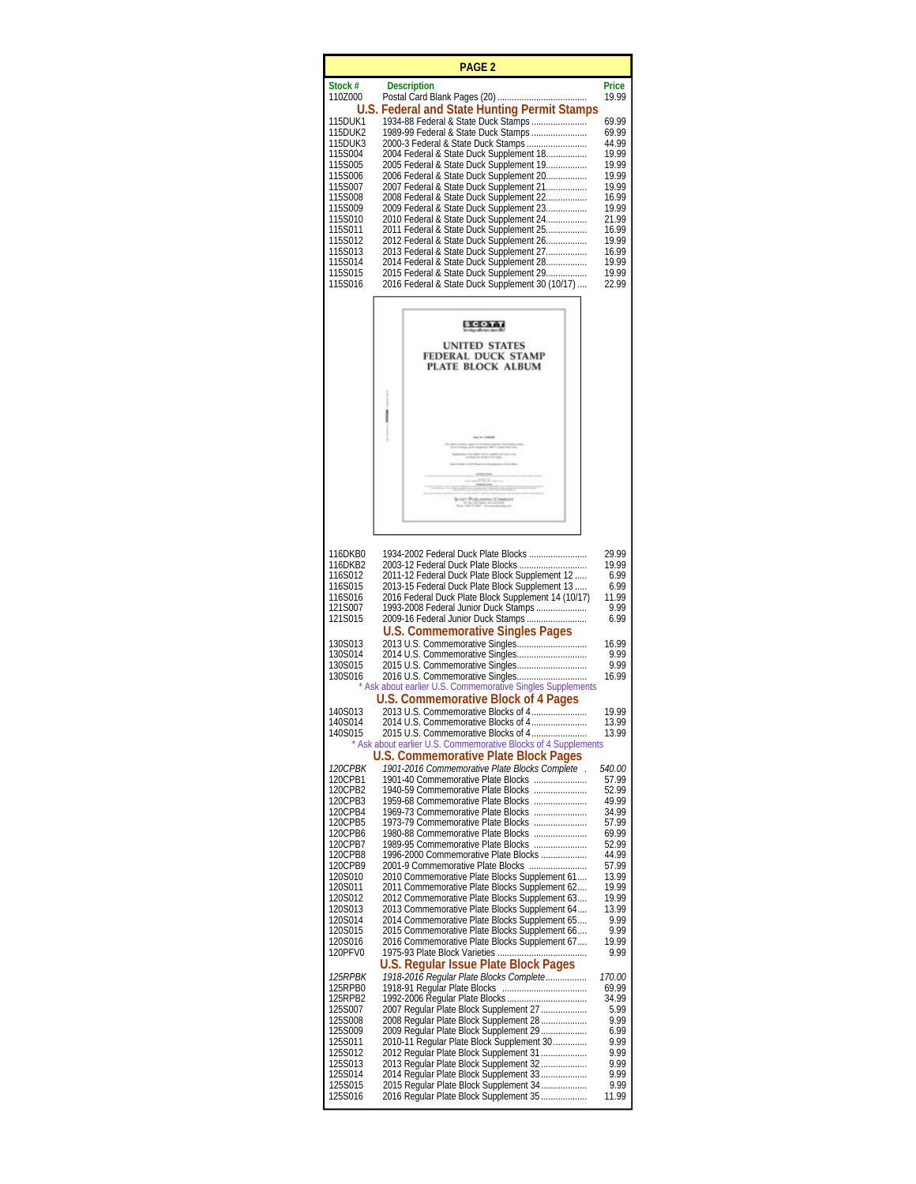## PAGE 2

| Stock # | Description | Price |
|---|---|---|
| 110Z000 | Postal Card Blank Pages (20) | 19.99 |

### U.S. Federal and State Hunting Permit Stamps

| Stock # | Description | Price |
|---|---|---|
| 115DUK1 | 1934-88 Federal & State Duck Stamps | 69.99 |
| 115DUK2 | 1989-99 Federal & State Duck Stamps | 69.99 |
| 115DUK3 | 2000-3 Federal & State Duck Stamps | 44.99 |
| 115S004 | 2004 Federal & State Duck Supplement 18 | 19.99 |
| 115S005 | 2005 Federal & State Duck Supplement 19 | 19.99 |
| 115S006 | 2006 Federal & State Duck Supplement 20 | 19.99 |
| 115S007 | 2007 Federal & State Duck Supplement 21 | 19.99 |
| 115S008 | 2008 Federal & State Duck Supplement 22 | 16.99 |
| 115S009 | 2009 Federal & State Duck Supplement 23 | 19.99 |
| 115S010 | 2010 Federal & State Duck Supplement 24 | 21.99 |
| 115S011 | 2011 Federal & State Duck Supplement 25 | 16.99 |
| 115S012 | 2012 Federal & State Duck Supplement 26 | 19.99 |
| 115S013 | 2013 Federal & State Duck Supplement 27 | 16.99 |
| 115S014 | 2014 Federal & State Duck Supplement 28 | 19.99 |
| 115S015 | 2015 Federal & State Duck Supplement 29 | 19.99 |
| 115S016 | 2016 Federal & State Duck Supplement 30 (10/17) | 22.99 |

SCOTT
UNITED STATES FEDERAL DUCK STAMP PLATE BLOCK ALBUM

| Stock # | Description | Price |
|---|---|---|
| 116DKB0 | 1934-2002 Federal Duck Plate Blocks | 29.99 |
| 116DKB2 | 2003-12 Federal Duck Plate Blocks | 19.99 |
| 116S012 | 2011-12 Federal Duck Plate Block Supplement 12 | 6.99 |
| 116S015 | 2013-15 Federal Duck Plate Block Supplement 13 | 6.99 |
| 116S016 | 2016 Federal Duck Plate Block Supplement 14 (10/17) | 11.99 |
| 121S007 | 1993-2008 Federal Junior Duck Stamps | 9.99 |
| 121S015 | 2009-16 Federal Junior Duck Stamps | 6.99 |

### U.S. Commemorative Singles Pages

| Stock # | Description | Price |
|---|---|---|
| 130S013 | 2013 U.S. Commemorative Singles | 16.99 |
| 130S014 | 2014 U.S. Commemorative Singles | 9.99 |
| 130S015 | 2015 U.S. Commemorative Singles | 9.99 |
| 130S016 | 2016 U.S. Commemorative Singles | 16.99 |

* Ask about earlier U.S. Commemorative Singles Supplements

### U.S. Commemorative Block of 4 Pages

| Stock # | Description | Price |
|---|---|---|
| 140S013 | 2013 U.S. Commemorative Blocks of 4 | 19.99 |
| 140S014 | 2014 U.S. Commemorative Blocks of 4 | 13.99 |
| 140S015 | 2015 U.S. Commemorative Blocks of 4 | 13.99 |

* Ask about earlier U.S. Commemorative Blocks of 4 Supplements

### U.S. Commemorative Plate Block Pages

| Stock # | Description | Price |
|---|---|---|
| *120CPBK* | *1901-2016 Commemorative Plate Blocks Complete* | *540.00* |
| 120CPB1 | 1901-40 Commemorative Plate Blocks | 57.99 |
| 120CPB2 | 1940-59 Commemorative Plate Blocks | 52.99 |
| 120CPB3 | 1959-68 Commemorative Plate Blocks | 49.99 |
| 120CPB4 | 1969-73 Commemorative Plate Blocks | 34.99 |
| 120CPB5 | 1973-79 Commemorative Plate Blocks | 57.99 |
| 120CPB6 | 1980-88 Commemorative Plate Blocks | 69.99 |
| 120CPB7 | 1989-95 Commemorative Plate Blocks | 52.99 |
| 120CPB8 | 1996-2000 Commemorative Plate Blocks | 44.99 |
| 120CPB9 | 2001-9 Commemorative Plate Blocks | 57.99 |
| 120S010 | 2010 Commemorative Plate Blocks Supplement 61 | 13.99 |
| 120S011 | 2011 Commemorative Plate Blocks Supplement 62 | 19.99 |
| 120S012 | 2012 Commemorative Plate Blocks Supplement 63 | 19.99 |
| 120S013 | 2013 Commemorative Plate Blocks Supplement 64 | 13.99 |
| 120S014 | 2014 Commemorative Plate Blocks Supplement 65 | 9.99 |
| 120S015 | 2015 Commemorative Plate Blocks Supplement 66 | 9.99 |
| 120S016 | 2016 Commemorative Plate Blocks Supplement 67 | 19.99 |
| 120PFV0 | 1975-93 Plate Block Varieties | 9.99 |

### U.S. Regular Issue Plate Block Pages

| Stock # | Description | Price |
|---|---|---|
| *125RPBK* | *1918-2016 Regular Plate Blocks Complete* | *170.00* |
| 125RPB0 | 1918-91 Regular Plate Blocks | 69.99 |
| 125RPB2 | 1992-2006 Regular Plate Blocks | 34.99 |
| 125S007 | 2007 Regular Plate Block Supplement 27 | 5.99 |
| 125S008 | 2008 Regular Plate Block Supplement 28 | 9.99 |
| 125S009 | 2009 Regular Plate Block Supplement 29 | 6.99 |
| 125S011 | 2010-11 Regular Plate Block Supplement 30 | 9.99 |
| 125S012 | 2012 Regular Plate Block Supplement 31 | 9.99 |
| 125S013 | 2013 Regular Plate Block Supplement 32 | 9.99 |
| 125S014 | 2014 Regular Plate Block Supplement 33 | 9.99 |
| 125S015 | 2015 Regular Plate Block Supplement 34 | 9.99 |
| 125S016 | 2016 Regular Plate Block Supplement 35 | 11.99 |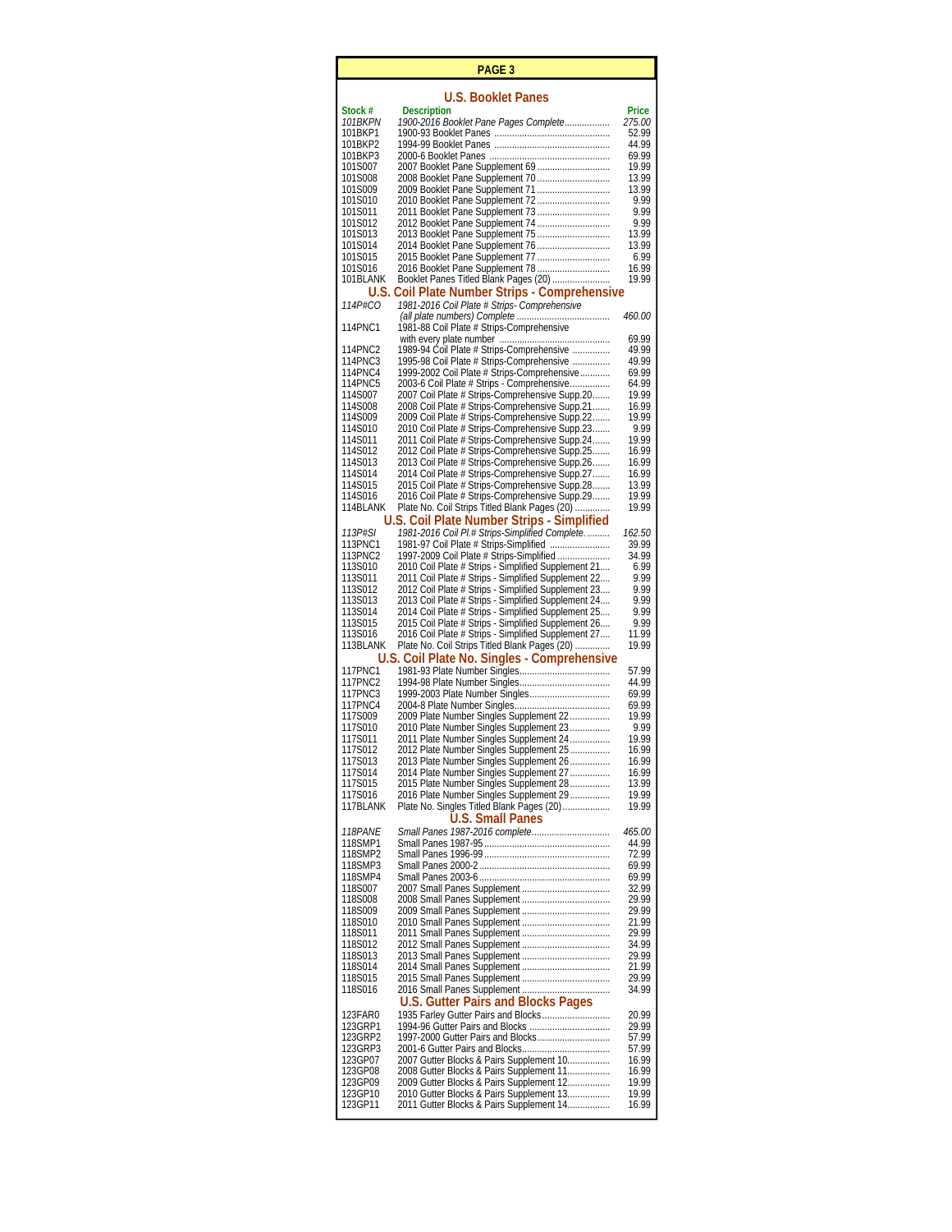## PAGE 3

### U.S. Booklet Panes

| Stock # | Description | Price |
|---|---|---|
| *101BKPN* | *1900-2016 Booklet Pane Pages Complete* | *275.00* |
| 101BKP1 | 1900-93 Booklet Panes | 52.99 |
| 101BKP2 | 1994-99 Booklet Panes | 44.99 |
| 101BKP3 | 2000-6 Booklet Panes | 69.99 |
| 101S007 | 2007 Booklet Pane Supplement 69 | 19.99 |
| 101S008 | 2008 Booklet Pane Supplement 70 | 13.99 |
| 101S009 | 2009 Booklet Pane Supplement 71 | 13.99 |
| 101S010 | 2010 Booklet Pane Supplement 72 | 9.99 |
| 101S011 | 2011 Booklet Pane Supplement 73 | 9.99 |
| 101S012 | 2012 Booklet Pane Supplement 74 | 9.99 |
| 101S013 | 2013 Booklet Pane Supplement 75 | 13.99 |
| 101S014 | 2014 Booklet Pane Supplement 76 | 13.99 |
| 101S015 | 2015 Booklet Pane Supplement 77 | 6.99 |
| 101S016 | 2016 Booklet Pane Supplement 78 | 16.99 |
| 101BLANK | Booklet Panes Titled Blank Pages (20) | 19.99 |

### U.S. Coil Plate Number Strips - Comprehensive

| Stock # | Description | Price |
|---|---|---|
| *114P#CO* | *1981-2016 Coil Plate # Strips- Comprehensive (all plate numbers) Complete* | *460.00* |
| 114PNC1 | 1981-88 Coil Plate # Strips-Comprehensive with every plate number | 69.99 |
| 114PNC2 | 1989-94 Coil Plate # Strips-Comprehensive | 49.99 |
| 114PNC3 | 1995-98 Coil Plate # Strips-Comprehensive | 49.99 |
| 114PNC4 | 1999-2002 Coil Plate # Strips-Comprehensive | 69.99 |
| 114PNC5 | 2003-6 Coil Plate # Strips - Comprehensive | 64.99 |
| 114S007 | 2007 Coil Plate # Strips-Comprehensive Supp.20 | 19.99 |
| 114S008 | 2008 Coil Plate # Strips-Comprehensive Supp.21 | 16.99 |
| 114S009 | 2009 Coil Plate # Strips-Comprehensive Supp.22 | 19.99 |
| 114S010 | 2010 Coil Plate # Strips-Comprehensive Supp.23 | 9.99 |
| 114S011 | 2011 Coil Plate # Strips-Comprehensive Supp.24 | 19.99 |
| 114S012 | 2012 Coil Plate # Strips-Comprehensive Supp.25 | 16.99 |
| 114S013 | 2013 Coil Plate # Strips-Comprehensive Supp.26 | 16.99 |
| 114S014 | 2014 Coil Plate # Strips-Comprehensive Supp.27 | 16.99 |
| 114S015 | 2015 Coil Plate # Strips-Comprehensive Supp.28 | 13.99 |
| 114S016 | 2016 Coil Plate # Strips-Comprehensive Supp.29 | 19.99 |
| 114BLANK | Plate No. Coil Strips Titled Blank Pages (20) | 19.99 |

### U.S. Coil Plate Number Strips - Simplified

| Stock # | Description | Price |
|---|---|---|
| *113P#SI* | *1981-2016 Coil Pl.# Strips-Simplified Complete.* | *162.50* |
| 113PNC1 | 1981-97 Coil Plate # Strips-Simplified | 39.99 |
| 113PNC2 | 1997-2009 Coil Plate # Strips-Simplified | 34.99 |
| 113S010 | 2010 Coil Plate # Strips - Simplified Supplement 21 | 6.99 |
| 113S011 | 2011 Coil Plate # Strips - Simplified Supplement 22 | 9.99 |
| 113S012 | 2012 Coil Plate # Strips - Simplified Supplement 23 | 9.99 |
| 113S013 | 2013 Coil Plate # Strips - Simplified Supplement 24 | 9.99 |
| 113S014 | 2014 Coil Plate # Strips - Simplified Supplement 25 | 9.99 |
| 113S015 | 2015 Coil Plate # Strips - Simplified Supplement 26 | 9.99 |
| 113S016 | 2016 Coil Plate # Strips - Simplified Supplement 27 | 11.99 |
| 113BLANK | Plate No. Coil Strips Titled Blank Pages (20) | 19.99 |

### U.S. Coil Plate No. Singles - Comprehensive

| Stock # | Description | Price |
|---|---|---|
| 117PNC1 | 1981-93 Plate Number Singles | 57.99 |
| 117PNC2 | 1994-98 Plate Number Singles | 44.99 |
| 117PNC3 | 1999-2003 Plate Number Singles | 69.99 |
| 117PNC4 | 2004-8 Plate Number Singles | 69.99 |
| 117S009 | 2009 Plate Number Singles Supplement 22 | 19.99 |
| 117S010 | 2010 Plate Number Singles Supplement 23 | 9.99 |
| 117S011 | 2011 Plate Number Singles Supplement 24 | 19.99 |
| 117S012 | 2012 Plate Number Singles Supplement 25 | 16.99 |
| 117S013 | 2013 Plate Number Singles Supplement 26 | 16.99 |
| 117S014 | 2014 Plate Number Singles Supplement 27 | 16.99 |
| 117S015 | 2015 Plate Number Singles Supplement 28 | 13.99 |
| 117S016 | 2016 Plate Number Singles Supplement 29 | 19.99 |
| 117BLANK | Plate No. Singles Titled Blank Pages (20) | 19.99 |

### U.S. Small Panes

| Stock # | Description | Price |
|---|---|---|
| *118PANE* | *Small Panes 1987-2016 complete* | *465.00* |
| 118SMP1 | Small Panes 1987-95 | 44.99 |
| 118SMP2 | Small Panes 1996-99 | 72.99 |
| 118SMP3 | Small Panes 2000-2 | 69.99 |
| 118SMP4 | Small Panes 2003-6 | 69.99 |
| 118S007 | 2007 Small Panes Supplement | 32.99 |
| 118S008 | 2008 Small Panes Supplement | 29.99 |
| 118S009 | 2009 Small Panes Supplement | 29.99 |
| 118S010 | 2010 Small Panes Supplement | 21.99 |
| 118S011 | 2011 Small Panes Supplement | 29.99 |
| 118S012 | 2012 Small Panes Supplement | 34.99 |
| 118S013 | 2013 Small Panes Supplement | 29.99 |
| 118S014 | 2014 Small Panes Supplement | 21.99 |
| 118S015 | 2015 Small Panes Supplement | 29.99 |
| 118S016 | 2016 Small Panes Supplement | 34.99 |

### U.S. Gutter Pairs and Blocks Pages

| Stock # | Description | Price |
|---|---|---|
| 123FAR0 | 1935 Farley Gutter Pairs and Blocks | 20.99 |
| 123GRP1 | 1994-96 Gutter Pairs and Blocks | 29.99 |
| 123GRP2 | 1997-2000 Gutter Pairs and Blocks | 57.99 |
| 123GRP3 | 2001-6 Gutter Pairs and Blocks | 57.99 |
| 123GP07 | 2007 Gutter Blocks & Pairs Supplement 10 | 16.99 |
| 123GP08 | 2008 Gutter Blocks & Pairs Supplement 11 | 16.99 |
| 123GP09 | 2009 Gutter Blocks & Pairs Supplement 12 | 19.99 |
| 123GP10 | 2010 Gutter Blocks & Pairs Supplement 13 | 19.99 |
| 123GP11 | 2011 Gutter Blocks & Pairs Supplement 14 | 16.99 |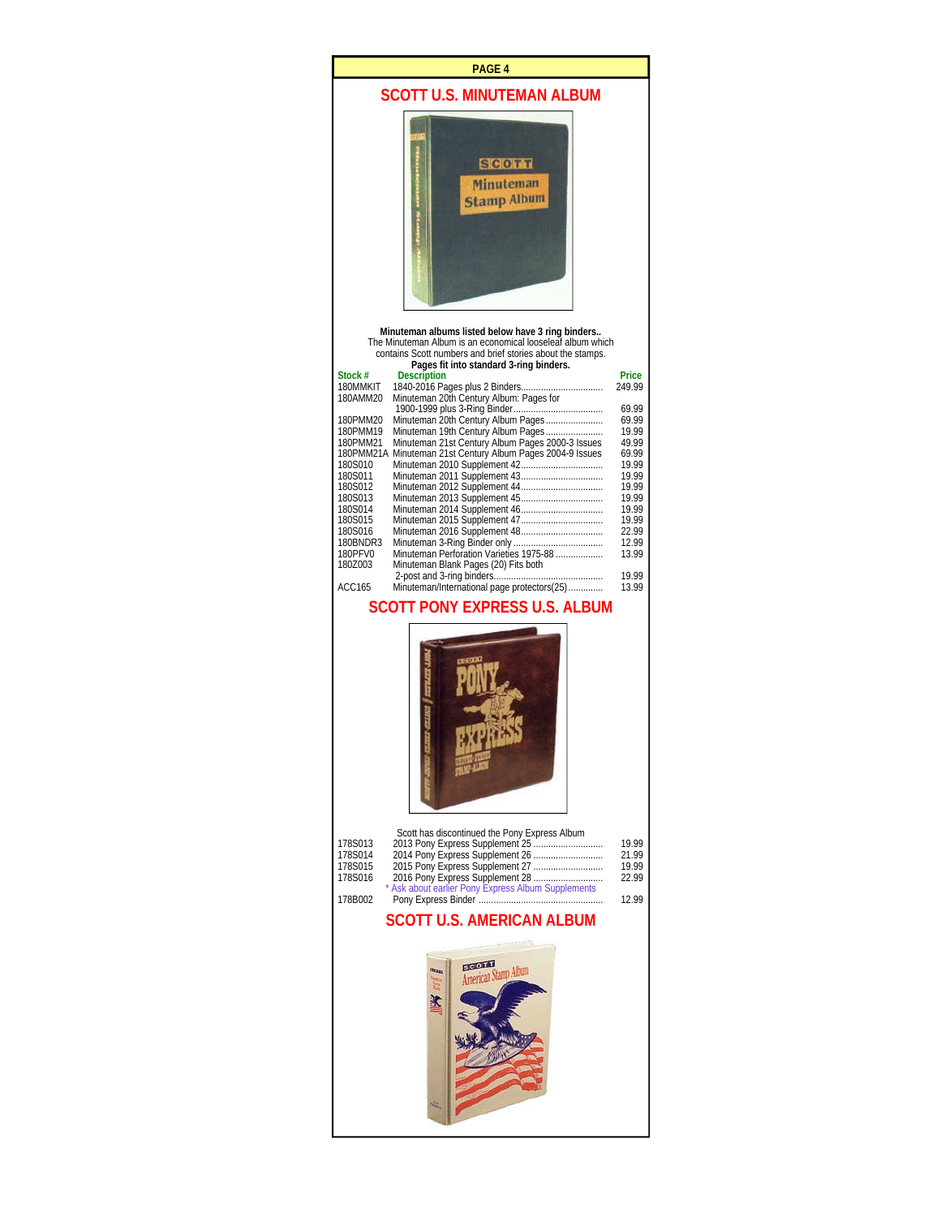# SCOTT U.S. MINUTEMAN ALBUM

**Minuteman albums listed below have 3 ring binders..**
The Minuteman Album is an economical looseleaf album which contains Scott numbers and brief stories about the stamps.
**Pages fit into standard 3-ring binders.**

| Stock # | Description | Price |
|---|---|---|
| 180MMKIT | 1840-2016 Pages plus 2 Binders | 249.99 |
| 180AMM20 | Minuteman 20th Century Album: Pages for 1900-1999 plus 3-Ring Binder | 69.99 |
| 180PMM20 | Minuteman 20th Century Album Pages | 69.99 |
| 180PMM19 | Minuteman 19th Century Album Pages | 19.99 |
| 180PMM21 | Minuteman 21st Century Album Pages 2000-3 Issues | 49.99 |
| 180PMM21A | Minuteman 21st Century Album Pages 2004-9 Issues | 69.99 |
| 180S010 | Minuteman 2010 Supplement 42 | 19.99 |
| 180S011 | Minuteman 2011 Supplement 43 | 19.99 |
| 180S012 | Minuteman 2012 Supplement 44 | 19.99 |
| 180S013 | Minuteman 2013 Supplement 45 | 19.99 |
| 180S014 | Minuteman 2014 Supplement 46 | 19.99 |
| 180S015 | Minuteman 2015 Supplement 47 | 19.99 |
| 180S016 | Minuteman 2016 Supplement 48 | 22.99 |
| 180BNDR3 | Minuteman 3-Ring Binder only | 12.99 |
| 180PFV0 | Minuteman Perforation Varieties 1975-88 | 13.99 |
| 180Z003 | Minuteman Blank Pages (20) Fits both 2-post and 3-ring binders | 19.99 |
| ACC165 | Minuteman/International page protectors(25) | 13.99 |

# SCOTT PONY EXPRESS U.S. ALBUM

Scott has discontinued the Pony Express Album

| Stock # | Description | Price |
|---|---|---|
| 178S013 | 2013 Pony Express Supplement 25 | 19.99 |
| 178S014 | 2014 Pony Express Supplement 26 | 21.99 |
| 178S015 | 2015 Pony Express Supplement 27 | 19.99 |
| 178S016 | 2016 Pony Express Supplement 28 | 22.99 |
| | * Ask about earlier Pony Express Album Supplements | |
| 178B002 | Pony Express Binder | 12.99 |

# SCOTT U.S. AMERICAN ALBUM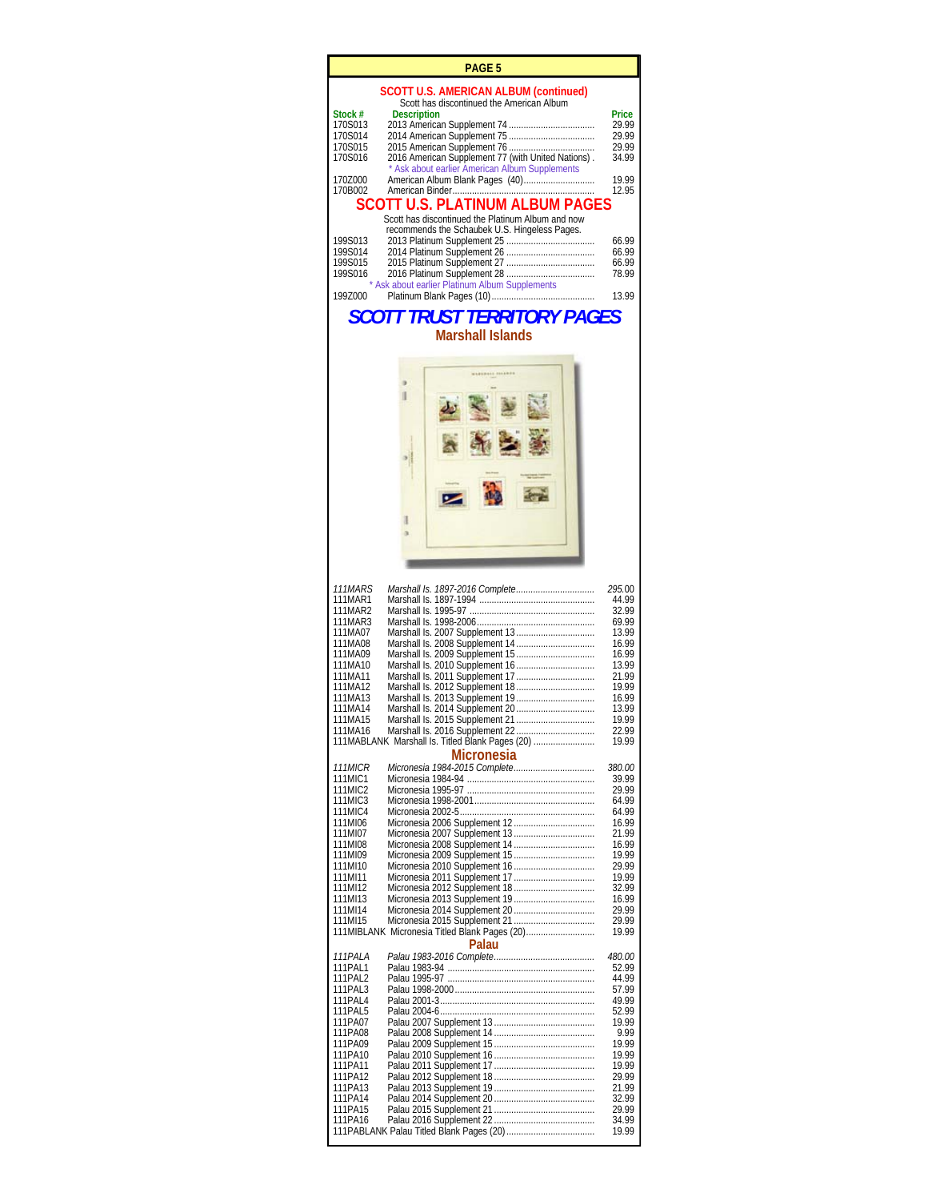## PAGE 5

### SCOTT U.S. AMERICAN ALBUM (continued)

Scott has discontinued the American Album

| Stock # | Description | Price |
|---|---|---|
| 170S013 | 2013 American Supplement 74 | 29.99 |
| 170S014 | 2014 American Supplement 75 | 29.99 |
| 170S015 | 2015 American Supplement 76 | 29.99 |
| 170S016 | 2016 American Supplement 77 (with United Nations) | 34.99 |
| | * Ask about earlier American Album Supplements | |
| 170Z000 | American Album Blank Pages (40) | 19.99 |
| 170B002 | American Binder | 12.95 |

## SCOTT U.S. PLATINUM ALBUM PAGES

Scott has discontinued the Platinum Album and now recommends the Schaubek U.S. Hingeless Pages.

| Stock # | Description | Price |
|---|---|---|
| 199S013 | 2013 Platinum Supplement 25 | 66.99 |
| 199S014 | 2014 Platinum Supplement 26 | 66.99 |
| 199S015 | 2015 Platinum Supplement 27 | 66.99 |
| 199S016 | 2016 Platinum Supplement 28 | 78.99 |
| | * Ask about earlier Platinum Album Supplements | |
| 199Z000 | Platinum Blank Pages (10) | 13.99 |

## *SCOTT TRUST TERRITORY PAGES*

### Marshall Islands

| Stock # | Description | Price |
|---|---|---|
| *111MARS* | *Marshall Is. 1897-2016 Complete* | *295.00* |
| 111MAR1 | Marshall Is. 1897-1994 | 44.99 |
| 111MAR2 | Marshall Is. 1995-97 | 32.99 |
| 111MAR3 | Marshall Is. 1998-2006 | 69.99 |
| 111MA07 | Marshall Is. 2007 Supplement 13 | 13.99 |
| 111MA08 | Marshall Is. 2008 Supplement 14 | 16.99 |
| 111MA09 | Marshall Is. 2009 Supplement 15 | 16.99 |
| 111MA10 | Marshall Is. 2010 Supplement 16 | 13.99 |
| 111MA11 | Marshall Is. 2011 Supplement 17 | 21.99 |
| 111MA12 | Marshall Is. 2012 Supplement 18 | 19.99 |
| 111MA13 | Marshall Is. 2013 Supplement 19 | 16.99 |
| 111MA14 | Marshall Is. 2014 Supplement 20 | 13.99 |
| 111MA15 | Marshall Is. 2015 Supplement 21 | 19.99 |
| 111MA16 | Marshall Is. 2016 Supplement 22 | 22.99 |
| 111MABLANK | Marshall Is. Titled Blank Pages (20) | 19.99 |

### Micronesia

| Stock # | Description | Price |
|---|---|---|
| *111MICR* | *Micronesia 1984-2015 Complete* | *380.00* |
| 111MIC1 | Micronesia 1984-94 | 39.99 |
| 111MIC2 | Micronesia 1995-97 | 29.99 |
| 111MIC3 | Micronesia 1998-2001 | 64.99 |
| 111MIC4 | Micronesia 2002-5 | 64.99 |
| 111MI06 | Micronesia 2006 Supplement 12 | 16.99 |
| 111MI07 | Micronesia 2007 Supplement 13 | 21.99 |
| 111MI08 | Micronesia 2008 Supplement 14 | 16.99 |
| 111MI09 | Micronesia 2009 Supplement 15 | 19.99 |
| 111MI10 | Micronesia 2010 Supplement 16 | 29.99 |
| 111MI11 | Micronesia 2011 Supplement 17 | 19.99 |
| 111MI12 | Micronesia 2012 Supplement 18 | 32.99 |
| 111MI13 | Micronesia 2013 Supplement 19 | 16.99 |
| 111MI14 | Micronesia 2014 Supplement 20 | 29.99 |
| 111MI15 | Micronesia 2015 Supplement 21 | 29.99 |
| 111MIBLANK | Micronesia Titled Blank Pages (20) | 19.99 |

### Palau

| Stock # | Description | Price |
|---|---|---|
| *111PALA* | *Palau 1983-2016 Complete* | *480.00* |
| 111PAL1 | Palau 1983-94 | 52.99 |
| 111PAL2 | Palau 1995-97 | 44.99 |
| 111PAL3 | Palau 1998-2000 | 57.99 |
| 111PAL4 | Palau 2001-3 | 49.99 |
| 111PAL5 | Palau 2004-6 | 52.99 |
| 111PA07 | Palau 2007 Supplement 13 | 19.99 |
| 111PA08 | Palau 2008 Supplement 14 | 9.99 |
| 111PA09 | Palau 2009 Supplement 15 | 19.99 |
| 111PA10 | Palau 2010 Supplement 16 | 19.99 |
| 111PA11 | Palau 2011 Supplement 17 | 19.99 |
| 111PA12 | Palau 2012 Supplement 18 | 29.99 |
| 111PA13 | Palau 2013 Supplement 19 | 21.99 |
| 111PA14 | Palau 2014 Supplement 20 | 32.99 |
| 111PA15 | Palau 2015 Supplement 21 | 29.99 |
| 111PA16 | Palau 2016 Supplement 22 | 34.99 |
| 111PABLANK | Palau Titled Blank Pages (20) | 19.99 |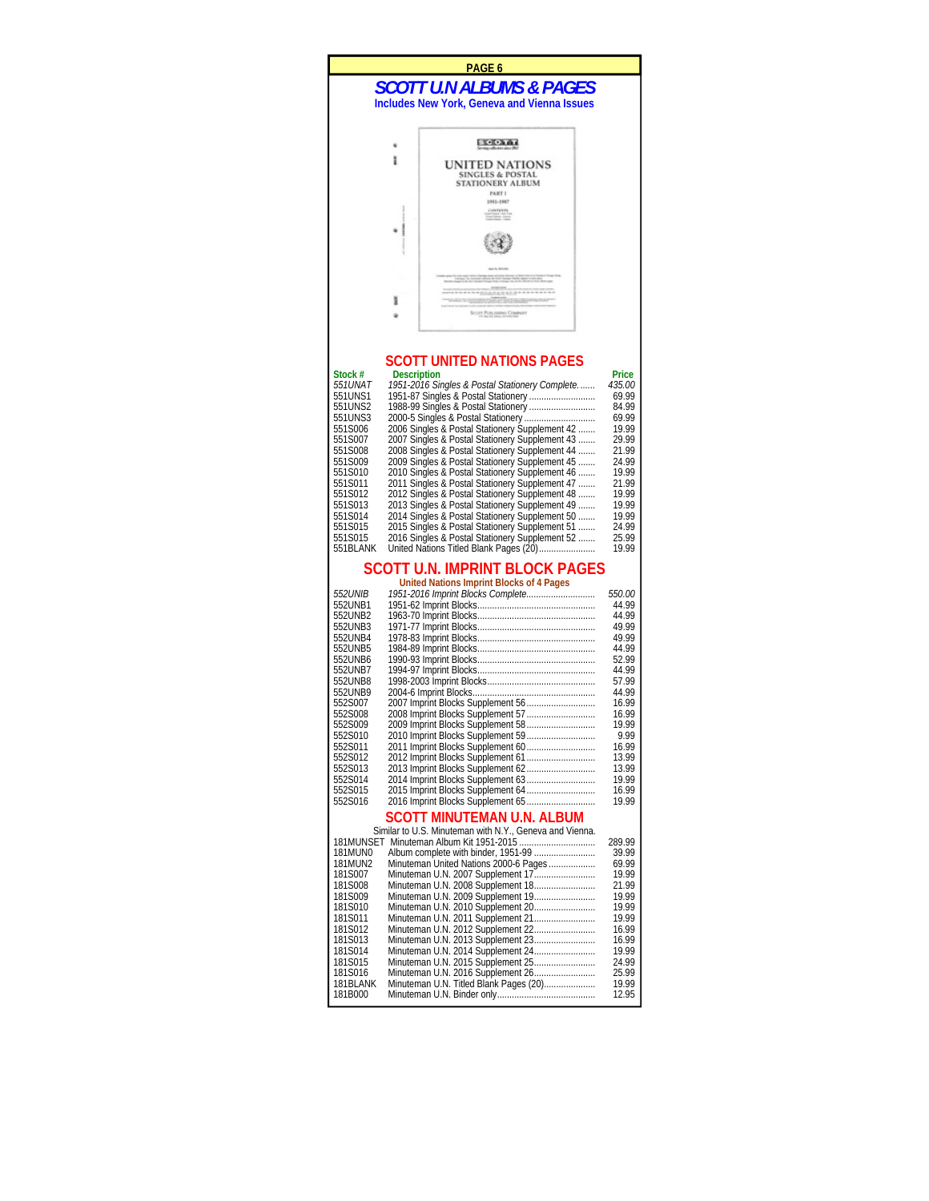# SCOTT U.N ALBUMS & PAGES

**Includes New York, Geneva and Vienna Issues**

## SCOTT UNITED NATIONS PAGES

| Stock # | Description | Price |
|---|---|---|
| *551UNAT* | *1951-2016 Singles & Postal Stationery Complete* | *435.00* |
| 551UNS1 | 1951-87 Singles & Postal Stationery | 69.99 |
| 551UNS2 | 1988-99 Singles & Postal Stationery | 84.99 |
| 551UNS3 | 2000-5 Singles & Postal Stationery | 69.99 |
| 551S006 | 2006 Singles & Postal Stationery Supplement 42 | 19.99 |
| 551S007 | 2007 Singles & Postal Stationery Supplement 43 | 29.99 |
| 551S008 | 2008 Singles & Postal Stationery Supplement 44 | 21.99 |
| 551S009 | 2009 Singles & Postal Stationery Supplement 45 | 24.99 |
| 551S010 | 2010 Singles & Postal Stationery Supplement 46 | 19.99 |
| 551S011 | 2011 Singles & Postal Stationery Supplement 47 | 21.99 |
| 551S012 | 2012 Singles & Postal Stationery Supplement 48 | 19.99 |
| 551S013 | 2013 Singles & Postal Stationery Supplement 49 | 19.99 |
| 551S014 | 2014 Singles & Postal Stationery Supplement 50 | 19.99 |
| 551S015 | 2015 Singles & Postal Stationery Supplement 51 | 24.99 |
| 551S016 | 2016 Singles & Postal Stationery Supplement 52 | 25.99 |
| 551BLANK | United Nations Titled Blank Pages (20) | 19.99 |

## SCOTT U.N. IMPRINT BLOCK PAGES

**United Nations Imprint Blocks of 4 Pages**

| Stock # | Description | Price |
|---|---|---|
| *552UNIB* | *1951-2016 Imprint Blocks Complete* | *550.00* |
| 552UNB1 | 1951-62 Imprint Blocks | 44.99 |
| 552UNB2 | 1963-70 Imprint Blocks | 44.99 |
| 552UNB3 | 1971-77 Imprint Blocks | 49.99 |
| 552UNB4 | 1978-83 Imprint Blocks | 49.99 |
| 552UNB5 | 1984-89 Imprint Blocks | 44.99 |
| 552UNB6 | 1990-93 Imprint Blocks | 52.99 |
| 552UNB7 | 1994-97 Imprint Blocks | 44.99 |
| 552UNB8 | 1998-2003 Imprint Blocks | 57.99 |
| 552UNB9 | 2004-6 Imprint Blocks | 44.99 |
| 552S007 | 2007 Imprint Blocks Supplement 56 | 16.99 |
| 552S008 | 2008 Imprint Blocks Supplement 57 | 16.99 |
| 552S009 | 2009 Imprint Blocks Supplement 58 | 19.99 |
| 552S010 | 2010 Imprint Blocks Supplement 59 | 9.99 |
| 552S011 | 2011 Imprint Blocks Supplement 60 | 16.99 |
| 552S012 | 2012 Imprint Blocks Supplement 61 | 13.99 |
| 552S013 | 2013 Imprint Blocks Supplement 62 | 13.99 |
| 552S014 | 2014 Imprint Blocks Supplement 63 | 19.99 |
| 552S015 | 2015 Imprint Blocks Supplement 64 | 16.99 |
| 552S016 | 2016 Imprint Blocks Supplement 65 | 19.99 |

## SCOTT MINUTEMAN U.N. ALBUM

Similar to U.S. Minuteman with N.Y., Geneva and Vienna.

| Stock # | Description | Price |
|---|---|---|
| 181MUNSET | Minuteman Album Kit 1951-2015 | 289.99 |
| 181MUN0 | Album complete with binder, 1951-99 | 39.99 |
| 181MUN2 | Minuteman United Nations 2000-6 Pages | 69.99 |
| 181S007 | Minuteman U.N. 2007 Supplement 17 | 19.99 |
| 181S008 | Minuteman U.N. 2008 Supplement 18 | 21.99 |
| 181S009 | Minuteman U.N. 2009 Supplement 19 | 19.99 |
| 181S010 | Minuteman U.N. 2010 Supplement 20 | 19.99 |
| 181S011 | Minuteman U.N. 2011 Supplement 21 | 19.99 |
| 181S012 | Minuteman U.N. 2012 Supplement 22 | 16.99 |
| 181S013 | Minuteman U.N. 2013 Supplement 23 | 16.99 |
| 181S014 | Minuteman U.N. 2014 Supplement 24 | 19.99 |
| 181S015 | Minuteman U.N. 2015 Supplement 25 | 24.99 |
| 181S016 | Minuteman U.N. 2016 Supplement 26 | 25.99 |
| 181BLANK | Minuteman U.N. Titled Blank Pages (20) | 19.99 |
| 181B000 | Minuteman U.N. Binder only | 12.95 |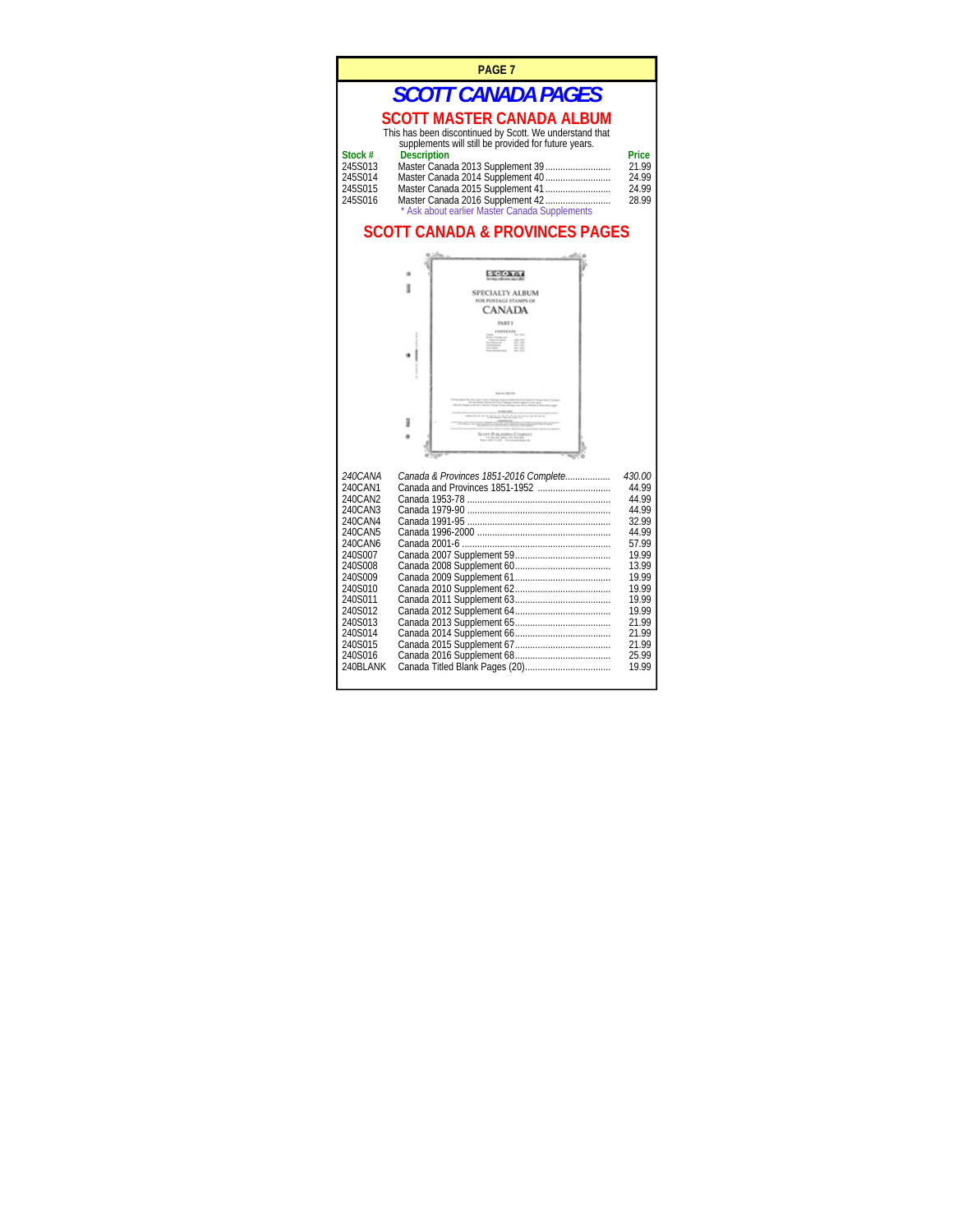# SCOTT CANADA PAGES

## SCOTT MASTER CANADA ALBUM

This has been discontinued by Scott. We understand that supplements will still be provided for future years.

| Stock # | Description | Price |
|---|---|---|
| 245S013 | Master Canada 2013 Supplement 39 | 21.99 |
| 245S014 | Master Canada 2014 Supplement 40 | 24.99 |
| 245S015 | Master Canada 2015 Supplement 41 | 24.99 |
| 245S016 | Master Canada 2016 Supplement 42 | 28.99 |

\* Ask about earlier Master Canada Supplements

## SCOTT CANADA & PROVINCES PAGES

| | | |
|---|---|---|
| *240CANA* | *Canada & Provinces 1851-2016 Complete* | *430.00* |
| 240CAN1 | Canada and Provinces 1851-1952 | 44.99 |
| 240CAN2 | Canada 1953-78 | 44.99 |
| 240CAN3 | Canada 1979-90 | 44.99 |
| 240CAN4 | Canada 1991-95 | 32.99 |
| 240CAN5 | Canada 1996-2000 | 44.99 |
| 240CAN6 | Canada 2001-6 | 57.99 |
| 240S007 | Canada 2007 Supplement 59 | 19.99 |
| 240S008 | Canada 2008 Supplement 60 | 13.99 |
| 240S009 | Canada 2009 Supplement 61 | 19.99 |
| 240S010 | Canada 2010 Supplement 62 | 19.99 |
| 240S011 | Canada 2011 Supplement 63 | 19.99 |
| 240S012 | Canada 2012 Supplement 64 | 19.99 |
| 240S013 | Canada 2013 Supplement 65 | 21.99 |
| 240S014 | Canada 2014 Supplement 66 | 21.99 |
| 240S015 | Canada 2015 Supplement 67 | 21.99 |
| 240S016 | Canada 2016 Supplement 68 | 25.99 |
| 240BLANK | Canada Titled Blank Pages (20) | 19.99 |